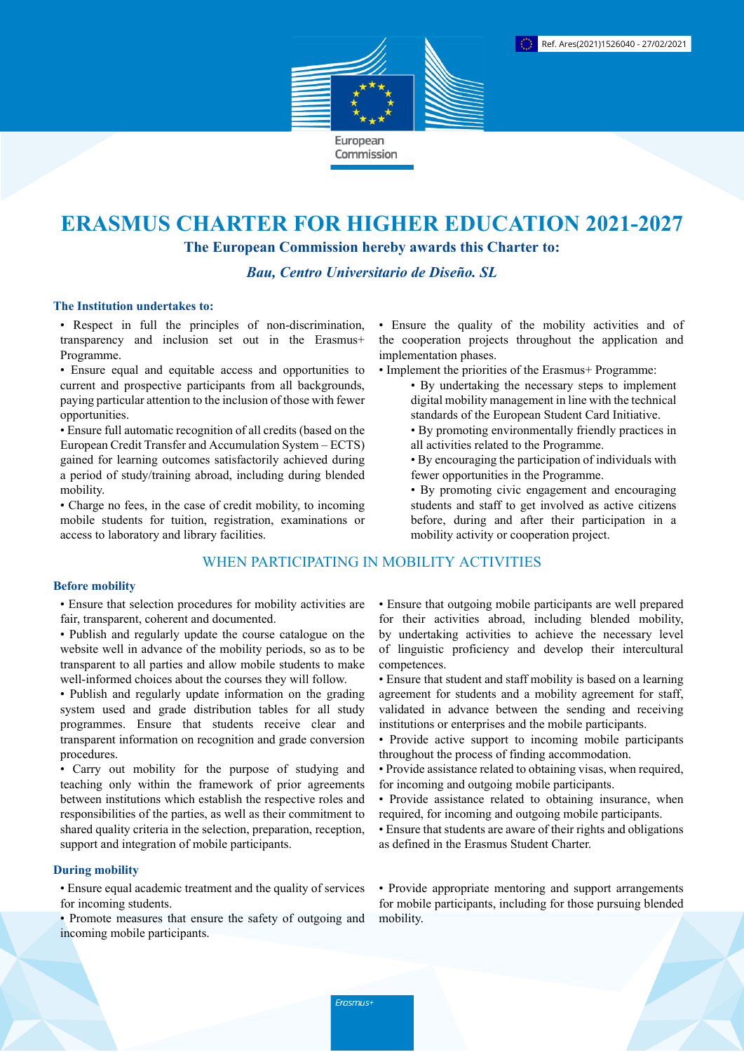Ref. Ares(2021)1526040 - 27/02/2021

European Commission

# ERASMUS CHARTER FOR HIGHER EDUCATION 2021-2027

**The European Commission hereby awards this Charter to:**

***Bau, Centro Universitario de Diseño. SL***

### The Institution undertakes to:

- Respect in full the principles of non-discrimination, transparency and inclusion set out in the Erasmus+ Programme.
- Ensure equal and equitable access and opportunities to current and prospective participants from all backgrounds, paying particular attention to the inclusion of those with fewer opportunities.
- Ensure full automatic recognition of all credits (based on the European Credit Transfer and Accumulation System – ECTS) gained for learning outcomes satisfactorily achieved during a period of study/training abroad, including during blended mobility.
- Charge no fees, in the case of credit mobility, to incoming mobile students for tuition, registration, examinations or access to laboratory and library facilities.
- Ensure the quality of the mobility activities and of the cooperation projects throughout the application and implementation phases.
- Implement the priorities of the Erasmus+ Programme:
  - By undertaking the necessary steps to implement digital mobility management in line with the technical standards of the European Student Card Initiative.
  - By promoting environmentally friendly practices in all activities related to the Programme.
  - By encouraging the participation of individuals with fewer opportunities in the Programme.
  - By promoting civic engagement and encouraging students and staff to get involved as active citizens before, during and after their participation in a mobility activity or cooperation project.

## WHEN PARTICIPATING IN MOBILITY ACTIVITIES

### Before mobility

- Ensure that selection procedures for mobility activities are fair, transparent, coherent and documented.
- Publish and regularly update the course catalogue on the website well in advance of the mobility periods, so as to be transparent to all parties and allow mobile students to make well-informed choices about the courses they will follow.
- Publish and regularly update information on the grading system used and grade distribution tables for all study programmes. Ensure that students receive clear and transparent information on recognition and grade conversion procedures.
- Carry out mobility for the purpose of studying and teaching only within the framework of prior agreements between institutions which establish the respective roles and responsibilities of the parties, as well as their commitment to shared quality criteria in the selection, preparation, reception, support and integration of mobile participants.
- Ensure that outgoing mobile participants are well prepared for their activities abroad, including blended mobility, by undertaking activities to achieve the necessary level of linguistic proficiency and develop their intercultural competences.
- Ensure that student and staff mobility is based on a learning agreement for students and a mobility agreement for staff, validated in advance between the sending and receiving institutions or enterprises and the mobile participants.
- Provide active support to incoming mobile participants throughout the process of finding accommodation.
- Provide assistance related to obtaining visas, when required, for incoming and outgoing mobile participants.
- Provide assistance related to obtaining insurance, when required, for incoming and outgoing mobile participants.
- Ensure that students are aware of their rights and obligations as defined in the Erasmus Student Charter.

### During mobility

- Ensure equal academic treatment and the quality of services for incoming students.
- Promote measures that ensure the safety of outgoing and incoming mobile participants.
- Provide appropriate mentoring and support arrangements for mobile participants, including for those pursuing blended mobility.

Erasmus+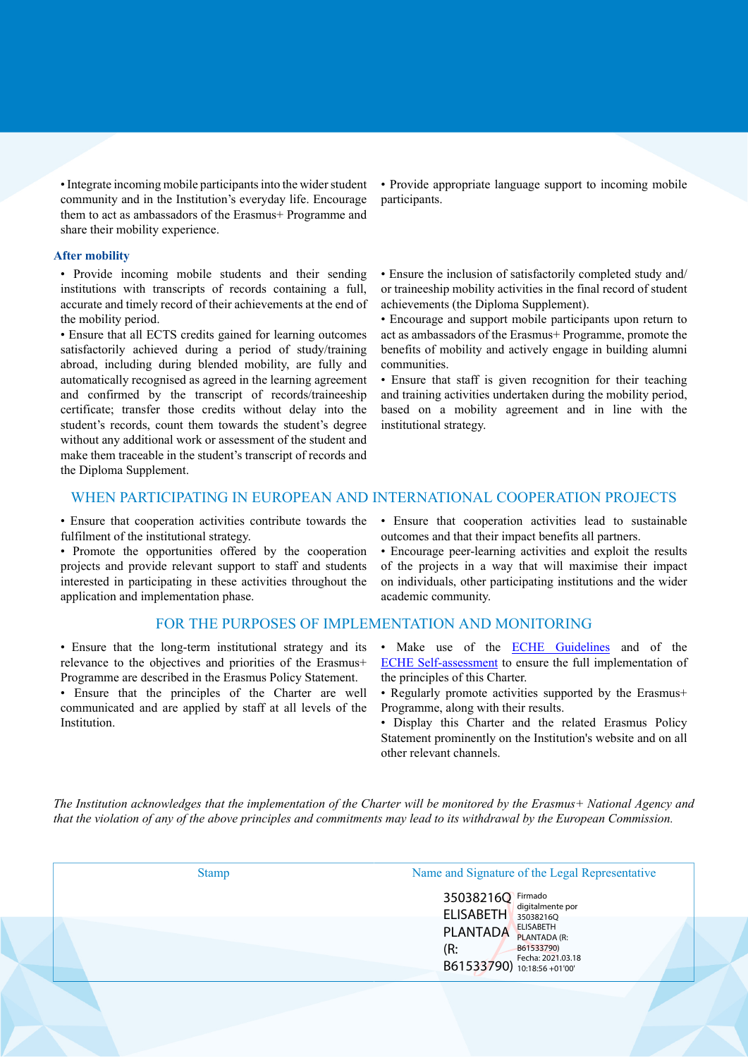- Integrate incoming mobile participants into the wider student community and in the Institution's everyday life. Encourage them to act as ambassadors of the Erasmus+ Programme and share their mobility experience.
- Provide appropriate language support to incoming mobile participants.

### After mobility

- Provide incoming mobile students and their sending institutions with transcripts of records containing a full, accurate and timely record of their achievements at the end of the mobility period.
- Ensure that all ECTS credits gained for learning outcomes satisfactorily achieved during a period of study/training abroad, including during blended mobility, are fully and automatically recognised as agreed in the learning agreement and confirmed by the transcript of records/traineeship certificate; transfer those credits without delay into the student's records, count them towards the student's degree without any additional work or assessment of the student and make them traceable in the student's transcript of records and the Diploma Supplement.
- Ensure the inclusion of satisfactorily completed study and/or traineeship mobility activities in the final record of student achievements (the Diploma Supplement).
- Encourage and support mobile participants upon return to act as ambassadors of the Erasmus+ Programme, promote the benefits of mobility and actively engage in building alumni communities.
- Ensure that staff is given recognition for their teaching and training activities undertaken during the mobility period, based on a mobility agreement and in line with the institutional strategy.

## WHEN PARTICIPATING IN EUROPEAN AND INTERNATIONAL COOPERATION PROJECTS

- Ensure that cooperation activities contribute towards the fulfilment of the institutional strategy.
- Promote the opportunities offered by the cooperation projects and provide relevant support to staff and students interested in participating in these activities throughout the application and implementation phase.
- Ensure that cooperation activities lead to sustainable outcomes and that their impact benefits all partners.
- Encourage peer-learning activities and exploit the results of the projects in a way that will maximise their impact on individuals, other participating institutions and the wider academic community.

## FOR THE PURPOSES OF IMPLEMENTATION AND MONITORING

- Ensure that the long-term institutional strategy and its relevance to the objectives and priorities of the Erasmus+ Programme are described in the Erasmus Policy Statement.
- Ensure that the principles of the Charter are well communicated and are applied by staff at all levels of the Institution.
- Make use of the ECHE Guidelines and of the ECHE Self-assessment to ensure the full implementation of the principles of this Charter.
- Regularly promote activities supported by the Erasmus+ Programme, along with their results.
- Display this Charter and the related Erasmus Policy Statement prominently on the Institution's website and on all other relevant channels.

*The Institution acknowledges that the implementation of the Charter will be monitored by the Erasmus+ National Agency and that the violation of any of the above principles and commitments may lead to its withdrawal by the European Commission.*

| Stamp | Name and Signature of the Legal Representative |
| --- | --- |
| | 35038216Q ELISABETH PLANTADA (R: B61533790) Firmado digitalmente por 35038216Q ELISABETH PLANTADA (R: B61533790) Fecha: 2021.03.18 10:18:56 +01'00' |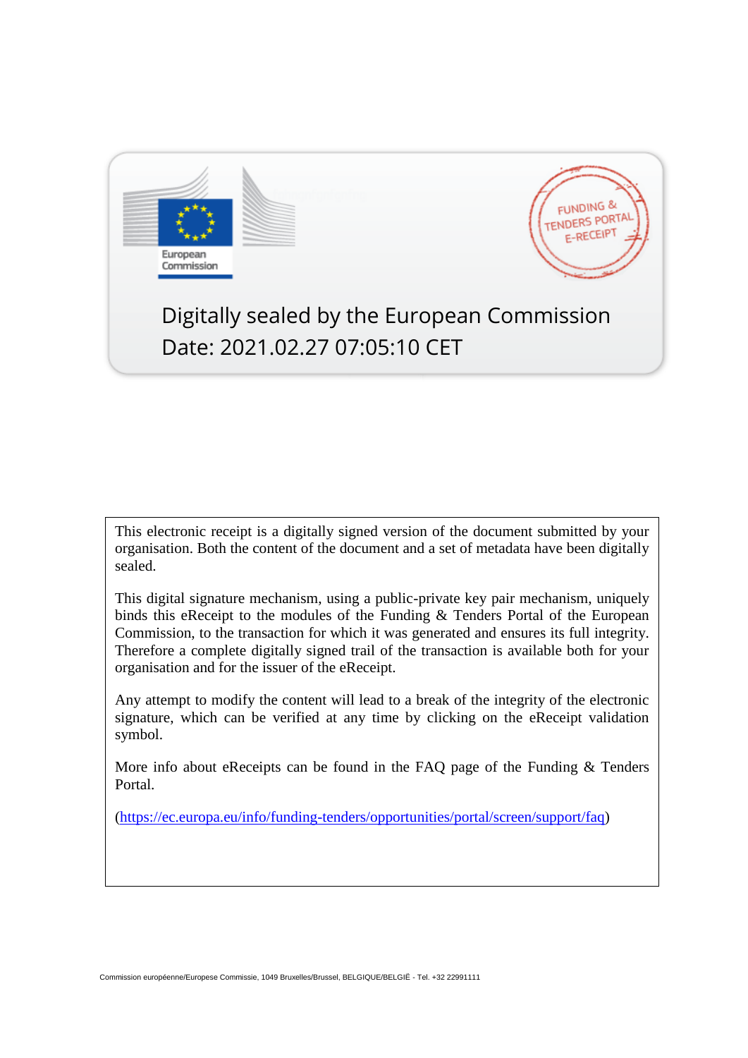Digitally sealed by the European Commission
Date: 2021.02.27 07:05:10 CET

This electronic receipt is a digitally signed version of the document submitted by your organisation. Both the content of the document and a set of metadata have been digitally sealed.

This digital signature mechanism, using a public-private key pair mechanism, uniquely binds this eReceipt to the modules of the Funding & Tenders Portal of the European Commission, to the transaction for which it was generated and ensures its full integrity. Therefore a complete digitally signed trail of the transaction is available both for your organisation and for the issuer of the eReceipt.

Any attempt to modify the content will lead to a break of the integrity of the electronic signature, which can be verified at any time by clicking on the eReceipt validation symbol.

More info about eReceipts can be found in the FAQ page of the Funding & Tenders Portal.

(https://ec.europa.eu/info/funding-tenders/opportunities/portal/screen/support/faq)

Commission européenne/Europese Commissie, 1049 Bruxelles/Brussel, BELGIQUE/BELGIË - Tel. +32 22991111